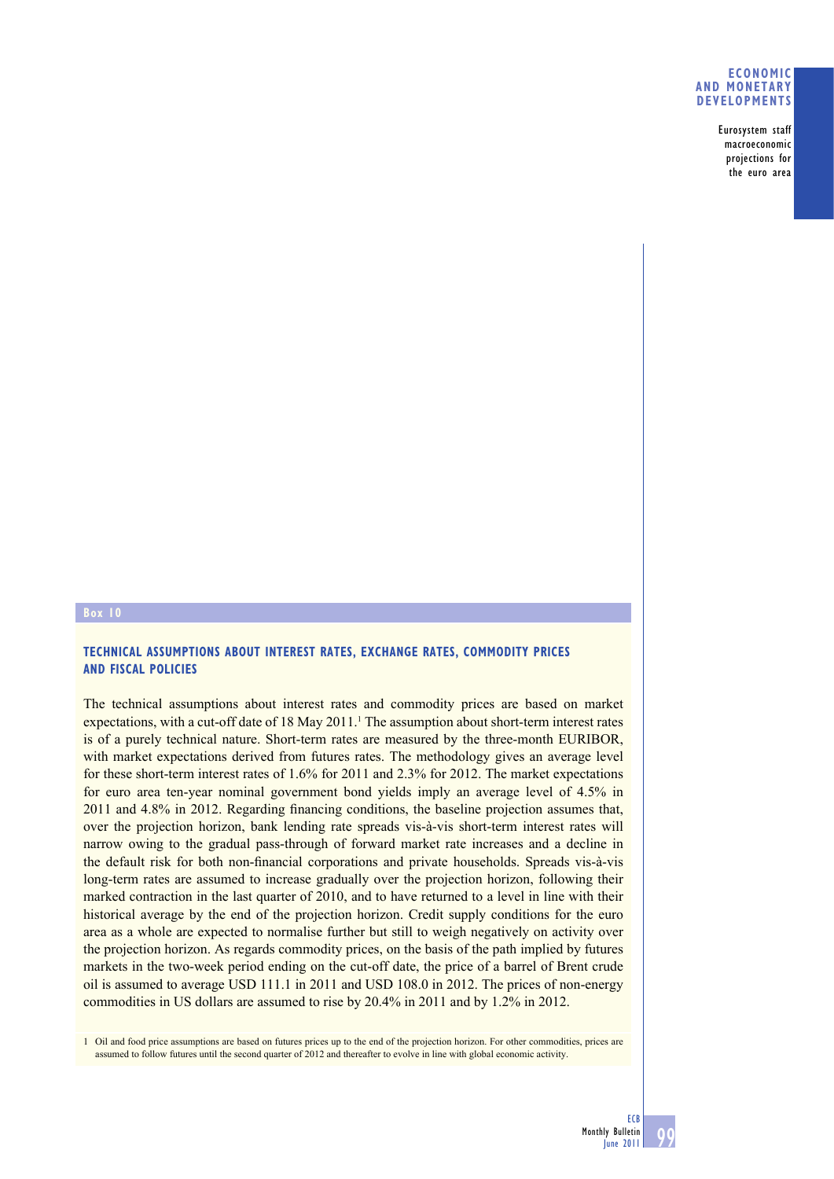**Box 10**

## TECHNICAL ASSUMPTIONS ABOUT INTEREST RATES, EXCHANGE RATES, COMMODITY PRICES AND FISCAL POLICIES

The technical assumptions about interest rates and commodity prices are based on market expectations, with a cut-off date of 18 May 2011.[1] The assumption about short-term interest rates is of a purely technical nature. Short-term rates are measured by the three-month EURIBOR, with market expectations derived from futures rates. The methodology gives an average level for these short-term interest rates of 1.6% for 2011 and 2.3% for 2012. The market expectations for euro area ten-year nominal government bond yields imply an average level of 4.5% in 2011 and 4.8% in 2012. Regarding financing conditions, the baseline projection assumes that, over the projection horizon, bank lending rate spreads vis-à-vis short-term interest rates will narrow owing to the gradual pass-through of forward market rate increases and a decline in the default risk for both non-financial corporations and private households. Spreads vis-à-vis long-term rates are assumed to increase gradually over the projection horizon, following their marked contraction in the last quarter of 2010, and to have returned to a level in line with their historical average by the end of the projection horizon. Credit supply conditions for the euro area as a whole are expected to normalise further but still to weigh negatively on activity over the projection horizon. As regards commodity prices, on the basis of the path implied by futures markets in the two-week period ending on the cut-off date, the price of a barrel of Brent crude oil is assumed to average USD 111.1 in 2011 and USD 108.0 in 2012. The prices of non-energy commodities in US dollars are assumed to rise by 20.4% in 2011 and by 1.2% in 2012.

1 Oil and food price assumptions are based on futures prices up to the end of the projection horizon. For other commodities, prices are assumed to follow futures until the second quarter of 2012 and thereafter to evolve in line with global economic activity.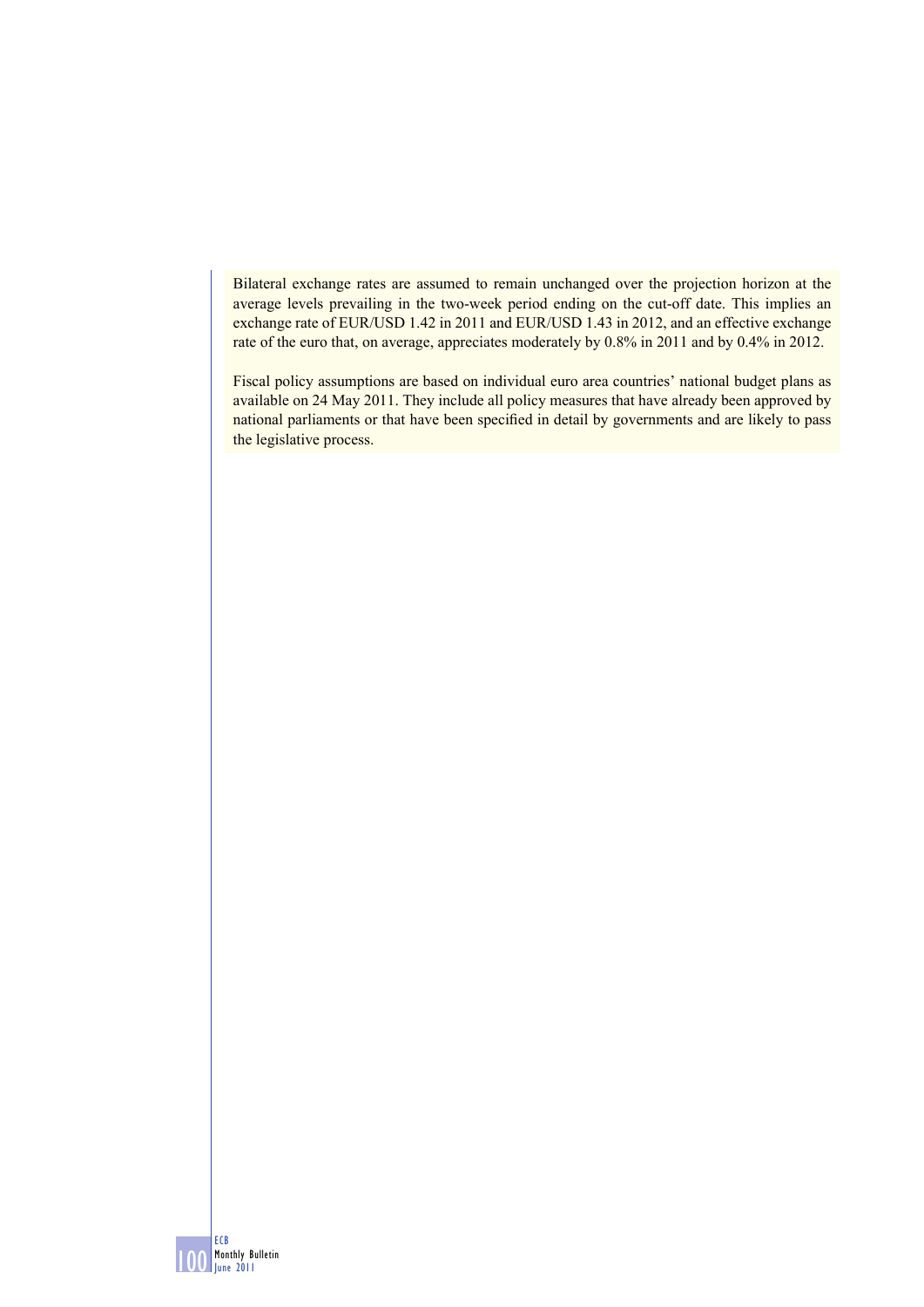Bilateral exchange rates are assumed to remain unchanged over the projection horizon at the average levels prevailing in the two-week period ending on the cut-off date. This implies an exchange rate of EUR/USD 1.42 in 2011 and EUR/USD 1.43 in 2012, and an effective exchange rate of the euro that, on average, appreciates moderately by 0.8% in 2011 and by 0.4% in 2012.

Fiscal policy assumptions are based on individual euro area countries' national budget plans as available on 24 May 2011. They include all policy measures that have already been approved by national parliaments or that have been specified in detail by governments and are likely to pass the legislative process.